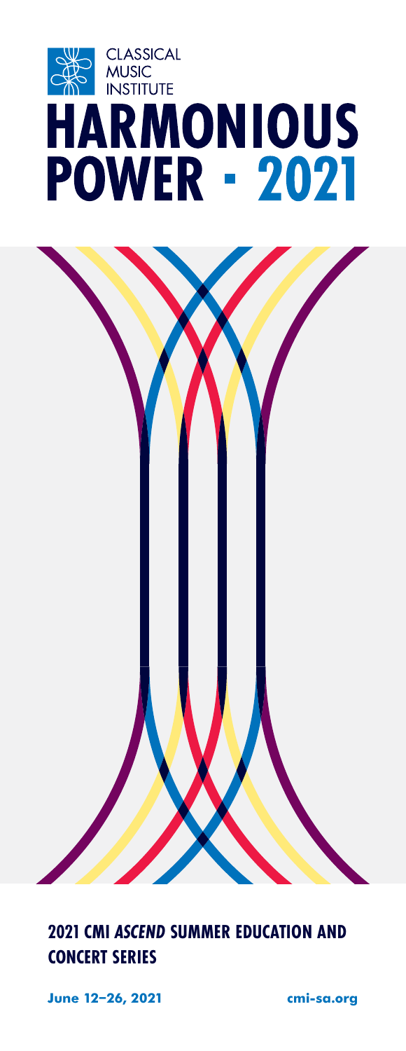CLASSICAL MUSIC INSTITUTE

# HARMONIOUS POWER · 2021

## 2021 CMI *ASCEND* SUMMER EDUCATION AND CONCERT SERIES

**June 12–26, 2021**

**cmi-sa.org**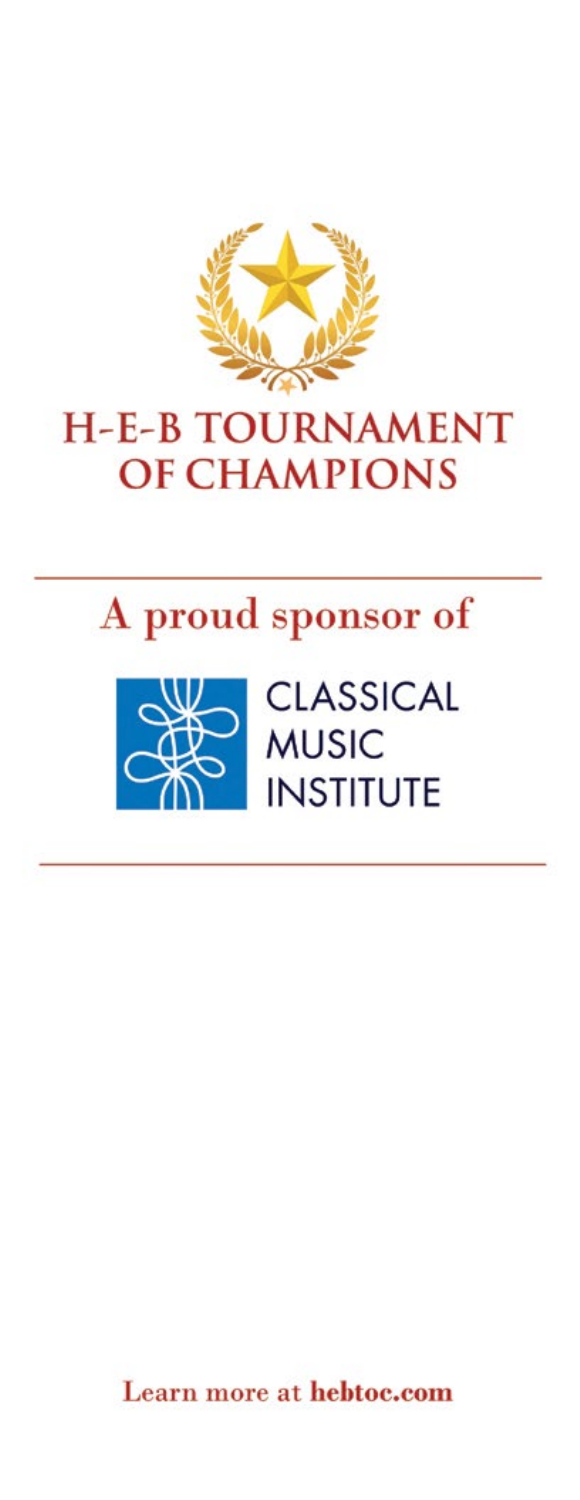# H-E-B TOURNAMENT OF CHAMPIONS

## A proud sponsor of

CLASSICAL MUSIC INSTITUTE

Learn more at **hebtoc.com**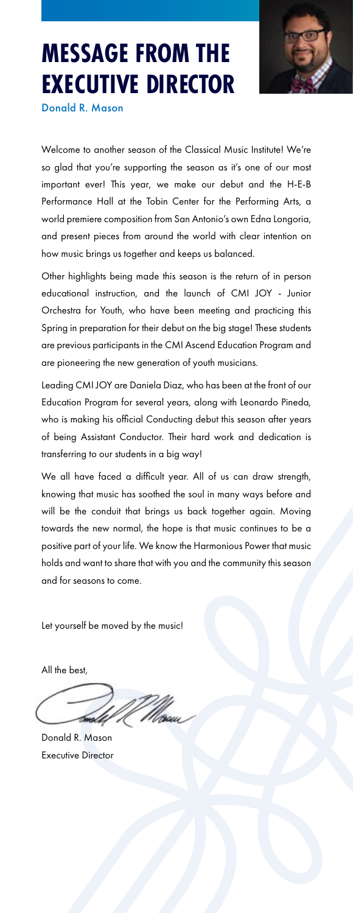# MESSAGE FROM THE EXECUTIVE DIRECTOR

Donald R. Mason

Welcome to another season of the Classical Music Institute! We're so glad that you're supporting the season as it's one of our most important ever! This year, we make our debut and the H-E-B Performance Hall at the Tobin Center for the Performing Arts, a world premiere composition from San Antonio's own Edna Longoria, and present pieces from around the world with clear intention on how music brings us together and keeps us balanced.

Other highlights being made this season is the return of in person educational instruction, and the launch of CMI JOY - Junior Orchestra for Youth, who have been meeting and practicing this Spring in preparation for their debut on the big stage! These students are previous participants in the CMI Ascend Education Program and are pioneering the new generation of youth musicians.

Leading CMI JOY are Daniela Diaz, who has been at the front of our Education Program for several years, along with Leonardo Pineda, who is making his official Conducting debut this season after years of being Assistant Conductor. Their hard work and dedication is transferring to our students in a big way!

We all have faced a difficult year. All of us can draw strength, knowing that music has soothed the soul in many ways before and will be the conduit that brings us back together again. Moving towards the new normal, the hope is that music continues to be a positive part of your life. We know the Harmonious Power that music holds and want to share that with you and the community this season and for seasons to come.

Let yourself be moved by the music!

All the best,

Donald R. Mason
Executive Director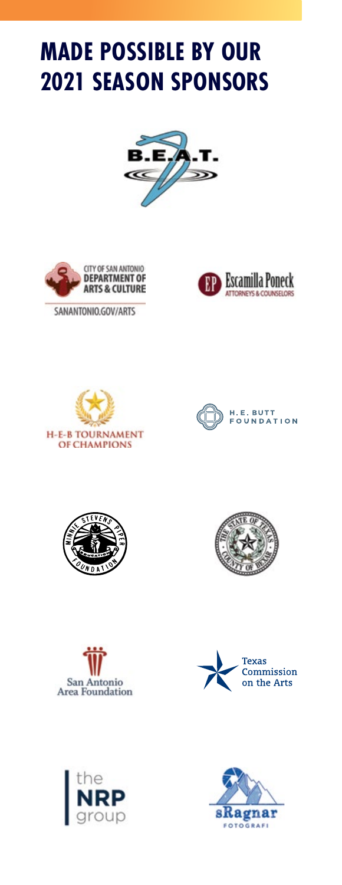# MADE POSSIBLE BY OUR 2021 SEASON SPONSORS

B.E.A.T.

CITY OF SAN ANTONIO DEPARTMENT OF ARTS & CULTURE

SANANTONIO.GOV/ARTS

EP Escamilla Poneck ATTORNEYS & COUNSELORS

H-E-B TOURNAMENT OF CHAMPIONS

H. E. BUTT FOUNDATION

MINNIE STEVENS PIPER FOUNDATION

THE STATE OF TEXAS COUNTY OF BEXAR

San Antonio Area Foundation

Texas Commission on the Arts

the NRP group

sRagnar FOTOGRAFI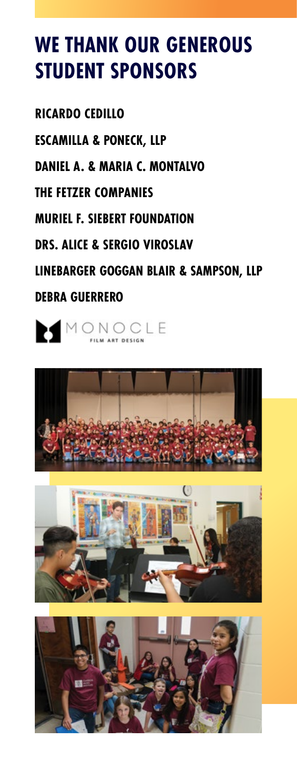# WE THANK OUR GENEROUS STUDENT SPONSORS

**RICARDO CEDILLO**

**ESCAMILLA & PONECK, LLP**

**DANIEL A. & MARIA C. MONTALVO**

**THE FETZER COMPANIES**

**MURIEL F. SIEBERT FOUNDATION**

**DRS. ALICE & SERGIO VIROSLAV**

**LINEBARGER GOGGAN BLAIR & SAMPSON, LLP**

**DEBRA GUERRERO**

MONOCLE FILM ART DESIGN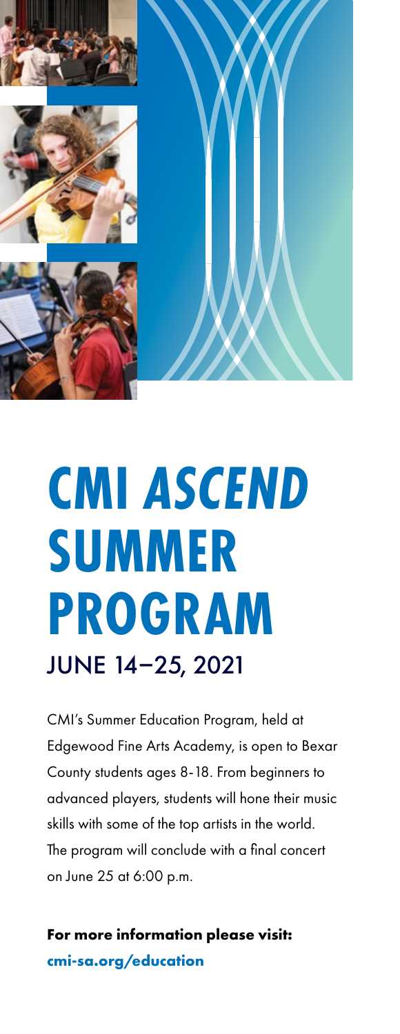# CMI *ASCEND* SUMMER PROGRAM

## JUNE 14–25, 2021

CMI's Summer Education Program, held at Edgewood Fine Arts Academy, is open to Bexar County students ages 8-18. From beginners to advanced players, students will hone their music skills with some of the top artists in the world. The program will conclude with a final concert on June 25 at 6:00 p.m.

**For more information please visit:**
**cmi-sa.org/education**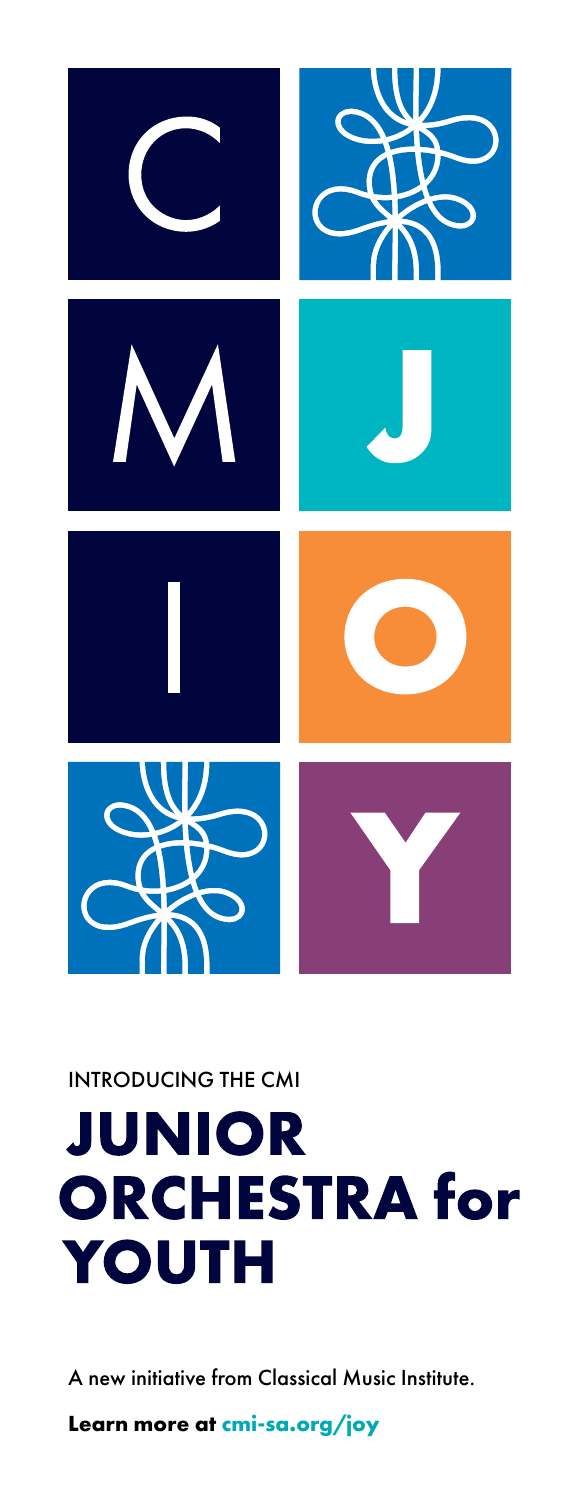C M I J O Y

INTRODUCING THE CMI

# JUNIOR ORCHESTRA for YOUTH

A new initiative from Classical Music Institute.

**Learn more at cmi-sa.org/joy**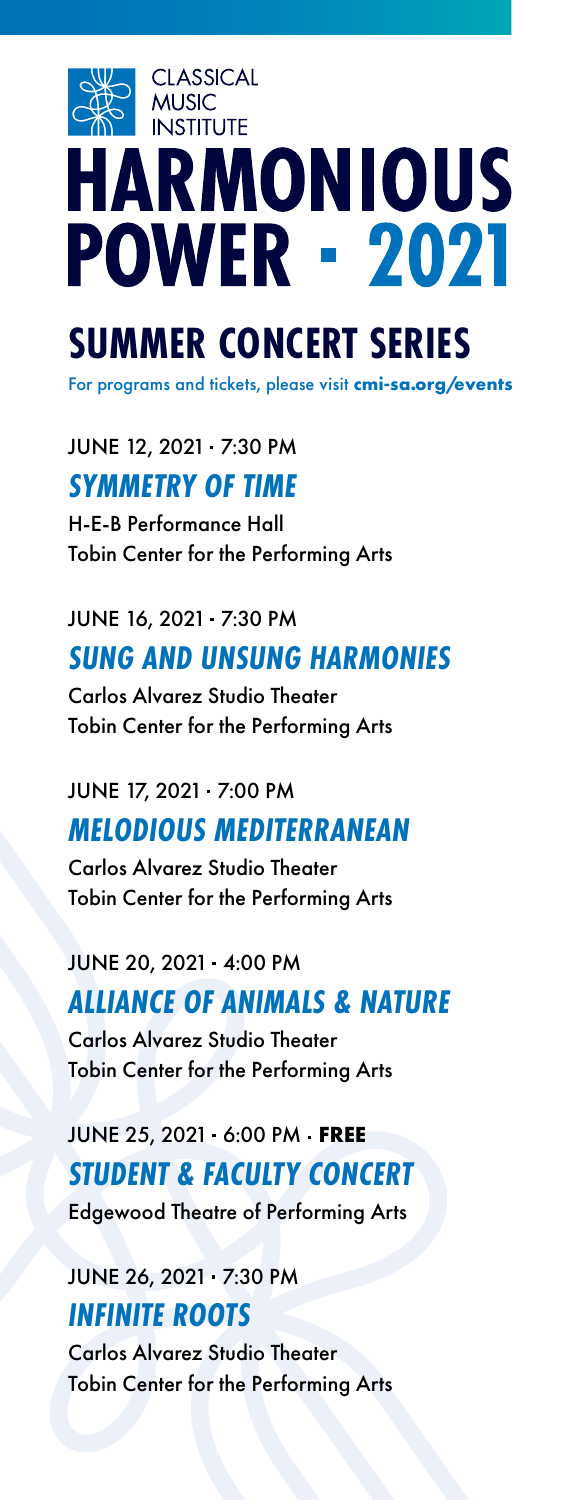CLASSICAL MUSIC INSTITUTE

# HARMONIOUS POWER - 2021

## SUMMER CONCERT SERIES

For programs and tickets, please visit **cmi-sa.org/events**

JUNE 12, 2021 · 7:30 PM

### *SYMMETRY OF TIME*

H-E-B Performance Hall
Tobin Center for the Performing Arts

JUNE 16, 2021 · 7:30 PM

### *SUNG AND UNSUNG HARMONIES*

Carlos Alvarez Studio Theater
Tobin Center for the Performing Arts

JUNE 17, 2021 · 7:00 PM

### *MELODIOUS MEDITERRANEAN*

Carlos Alvarez Studio Theater
Tobin Center for the Performing Arts

JUNE 20, 2021 · 4:00 PM

### *ALLIANCE OF ANIMALS & NATURE*

Carlos Alvarez Studio Theater
Tobin Center for the Performing Arts

JUNE 25, 2021 · 6:00 PM · **FREE**

### *STUDENT & FACULTY CONCERT*

Edgewood Theatre of Performing Arts

JUNE 26, 2021 · 7:30 PM

### *INFINITE ROOTS*

Carlos Alvarez Studio Theater
Tobin Center for the Performing Arts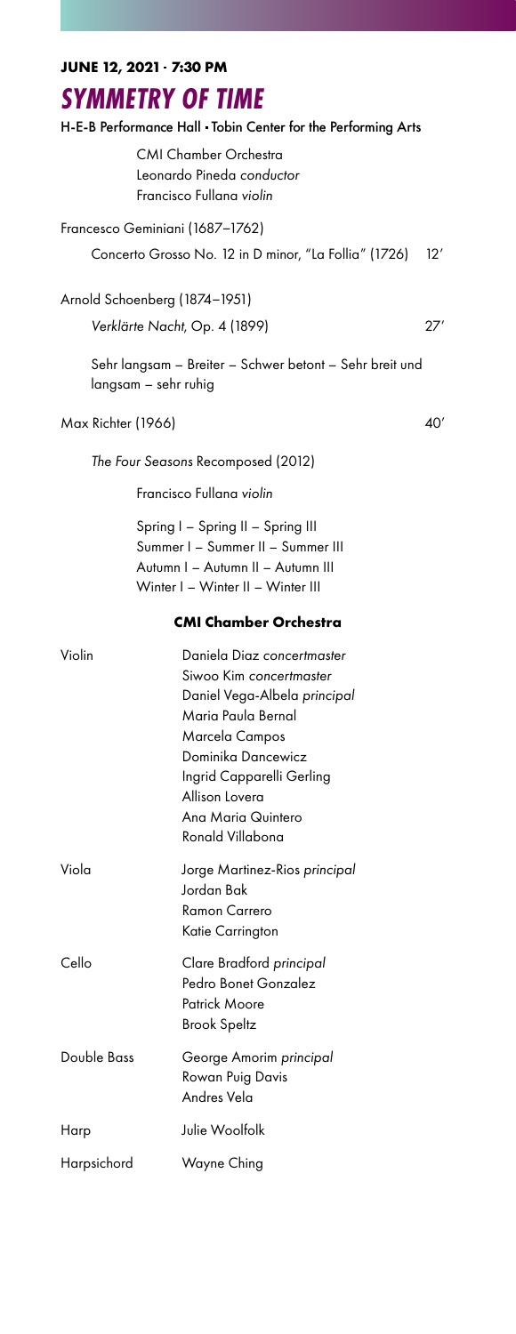**JUNE 12, 2021 · 7:30 PM**

# SYMMETRY OF TIME

H-E-B Performance Hall • Tobin Center for the Performing Arts

CMI Chamber Orchestra
Leonardo Pineda *conductor*
Francisco Fullana *violin*

Francesco Geminiani (1687–1762)

Concerto Grosso No. 12 in D minor, "La Follia" (1726) 12′

Arnold Schoenberg (1874–1951)

*Verklärte Nacht*, Op. 4 (1899) 27′

Sehr langsam – Breiter – Schwer betont – Sehr breit und langsam – sehr ruhig

Max Richter (1966) 40′

*The Four Seasons* Recomposed (2012)

Francisco Fullana *violin*

Spring I – Spring II – Spring III
Summer I – Summer II – Summer III
Autumn I – Autumn II – Autumn III
Winter I – Winter II – Winter III

## CMI Chamber Orchestra

| | |
|---|---|
| Violin | Daniela Diaz *concertmaster*<br>Siwoo Kim *concertmaster*<br>Daniel Vega-Albela *principal*<br>Maria Paula Bernal<br>Marcela Campos<br>Dominika Dancewicz<br>Ingrid Capparelli Gerling<br>Allison Lovera<br>Ana Maria Quintero<br>Ronald Villabona |
| Viola | Jorge Martinez-Rios *principal*<br>Jordan Bak<br>Ramon Carrero<br>Katie Carrington |
| Cello | Clare Bradford *principal*<br>Pedro Bonet Gonzalez<br>Patrick Moore<br>Brook Speltz |
| Double Bass | George Amorim *principal*<br>Rowan Puig Davis<br>Andres Vela |
| Harp | Julie Woolfolk |
| Harpsichord | Wayne Ching |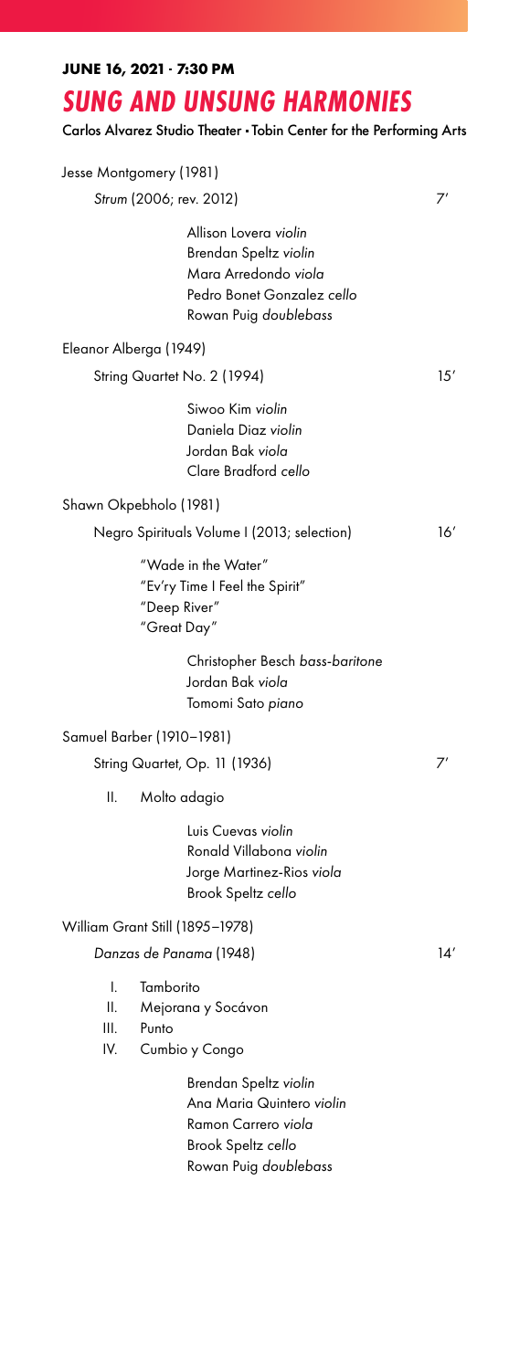**JUNE 16, 2021 · 7:30 PM**

# *SUNG AND UNSUNG HARMONIES*

**Carlos Alvarez Studio Theater • Tobin Center for the Performing Arts**

Jesse Montgomery (1981)

*Strum* (2006; rev. 2012) 7′

Allison Lovera *violin*
Brendan Speltz *violin*
Mara Arredondo *viola*
Pedro Bonet Gonzalez *cello*
Rowan Puig *doublebass*

Eleanor Alberga (1949)

String Quartet No. 2 (1994) 15′

Siwoo Kim *violin*
Daniela Diaz *violin*
Jordan Bak *viola*
Clare Bradford *cello*

Shawn Okpebholo (1981)

Negro Spirituals Volume I (2013; selection) 16′

"Wade in the Water"
"Ev'ry Time I Feel the Spirit"
"Deep River"
"Great Day"

Christopher Besch *bass-baritone*
Jordan Bak *viola*
Tomomi Sato *piano*

Samuel Barber (1910–1981)

String Quartet, Op. 11 (1936) 7′

II. Molto adagio

Luis Cuevas *violin*
Ronald Villabona *violin*
Jorge Martinez-Rios *viola*
Brook Speltz *cello*

William Grant Still (1895–1978)

*Danzas de Panama* (1948) 14′

I. Tamborito
II. Mejorana y Socávon
III. Punto
IV. Cumbio y Congo

Brendan Speltz *violin*
Ana Maria Quintero *violin*
Ramon Carrero *viola*
Brook Speltz *cello*
Rowan Puig *doublebass*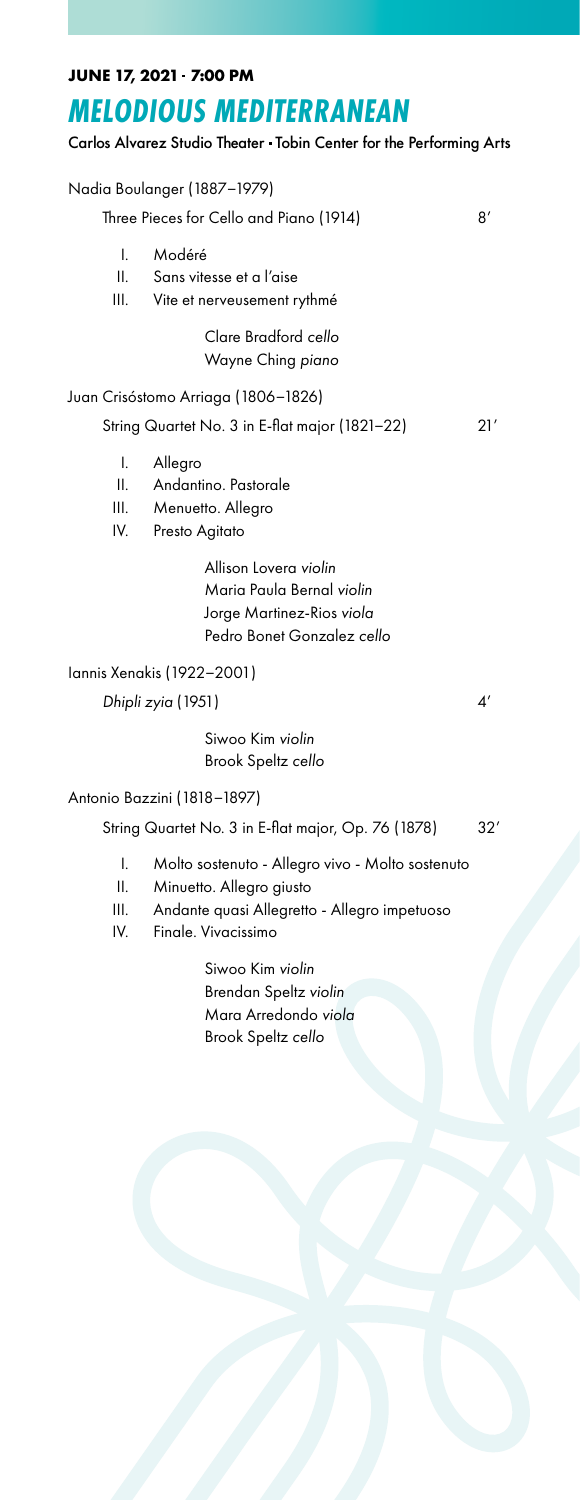**JUNE 17, 2021 · 7:00 PM**

# *MELODIOUS MEDITERRANEAN*

**Carlos Alvarez Studio Theater • Tobin Center for the Performing Arts**

Nadia Boulanger (1887–1979)

Three Pieces for Cello and Piano (1914) — 8′

- I. Modéré
- II. Sans vitesse et a l'aise
- III. Vite et nerveusement rythmé

Clare Bradford *cello*
Wayne Ching *piano*

Juan Crisóstomo Arriaga (1806–1826)

String Quartet No. 3 in E-flat major (1821–22) — 21′

- I. Allegro
- II. Andantino. Pastorale
- III. Menuetto. Allegro
- IV. Presto Agitato

Allison Lovera *violin*
Maria Paula Bernal *violin*
Jorge Martinez-Rios *viola*
Pedro Bonet Gonzalez *cello*

Iannis Xenakis (1922–2001)

*Dhipli zyia* (1951) — 4′

Siwoo Kim *violin*
Brook Speltz *cello*

Antonio Bazzini (1818–1897)

String Quartet No. 3 in E-flat major, Op. 76 (1878) — 32′

- I. Molto sostenuto - Allegro vivo - Molto sostenuto
- II. Minuetto. Allegro giusto
- III. Andante quasi Allegretto - Allegro impetuoso
- IV. Finale. Vivacissimo

Siwoo Kim *violin*
Brendan Speltz *violin*
Mara Arredondo *viola*
Brook Speltz *cello*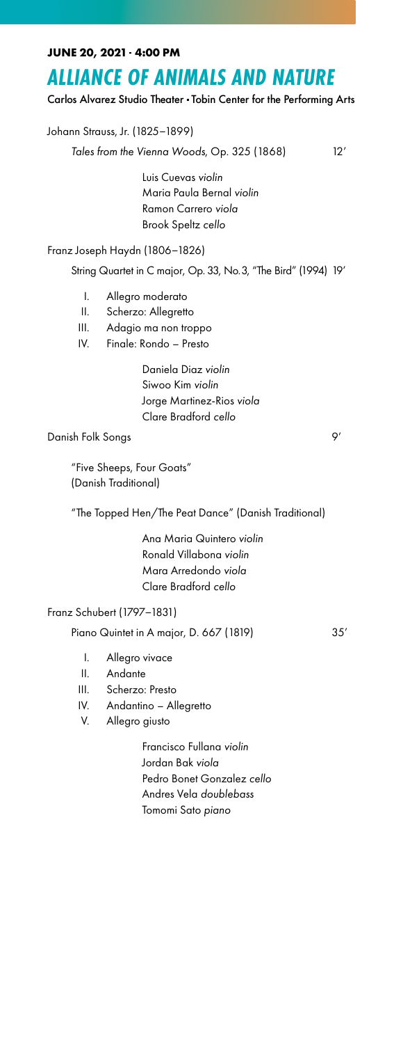**JUNE 20, 2021 · 4:00 PM**

# ALLIANCE OF ANIMALS AND NATURE

**Carlos Alvarez Studio Theater • Tobin Center for the Performing Arts**

Johann Strauss, Jr. (1825–1899)

*Tales from the Vienna Woods*, Op. 325 (1868) 12′

Luis Cuevas *violin*
Maria Paula Bernal *violin*
Ramon Carrero *viola*
Brook Speltz *cello*

Franz Joseph Haydn (1806–1826)

String Quartet in C major, Op. 33, No. 3, "The Bird" (1994) 19′

I. Allegro moderato
II. Scherzo: Allegretto
III. Adagio ma non troppo
IV. Finale: Rondo – Presto

Daniela Diaz *violin*
Siwoo Kim *violin*
Jorge Martinez-Rios *viola*
Clare Bradford *cello*

Danish Folk Songs 9′

"Five Sheeps, Four Goats"
(Danish Traditional)

"The Topped Hen/The Peat Dance" (Danish Traditional)

Ana Maria Quintero *violin*
Ronald Villabona *violin*
Mara Arredondo *viola*
Clare Bradford *cello*

Franz Schubert (1797–1831)

Piano Quintet in A major, D. 667 (1819) 35′

I. Allegro vivace
II. Andante
III. Scherzo: Presto
IV. Andantino – Allegretto
V. Allegro giusto

Francisco Fullana *violin*
Jordan Bak *viola*
Pedro Bonet Gonzalez *cello*
Andres Vela *doublebass*
Tomomi Sato *piano*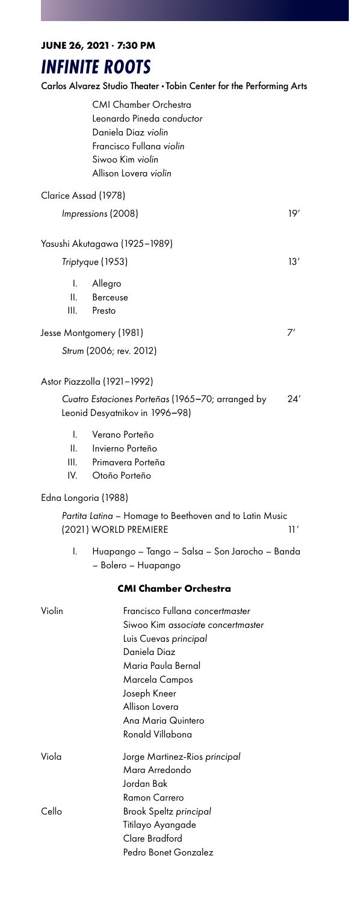**JUNE 26, 2021 · 7:30 PM**

# *INFINITE ROOTS*

**Carlos Alvarez Studio Theater · Tobin Center for the Performing Arts**

CMI Chamber Orchestra
Leonardo Pineda *conductor*
Daniela Diaz *violin*
Francisco Fullana *violin*
Siwoo Kim *violin*
Allison Lovera *violin*

Clarice Assad (1978)

*Impressions* (2008) — 19′

Yasushi Akutagawa (1925–1989)

*Triptyque* (1953) — 13′

I. Allegro
II. Berceuse
III. Presto

Jesse Montgomery (1981) — 7′

*Strum* (2006; rev. 2012)

Astor Piazzolla (1921–1992)

*Cuatro Estaciones Porteñas* (1965–70; arranged by Leonid Desyatnikov in 1996–98) — 24′

I. Verano Porteño
II. Invierno Porteño
III. Primavera Porteña
IV. Otoño Porteño

Edna Longoria (1988)

*Partita Latina* – Homage to Beethoven and to Latin Music (2021) WORLD PREMIERE — 11′

I. Huapango – Tango – Salsa – Son Jarocho – Banda – Bolero – Huapango

## CMI Chamber Orchestra

| | |
|---|---|
| Violin | Francisco Fullana *concertmaster* |
| | Siwoo Kim *associate concertmaster* |
| | Luis Cuevas *principal* |
| | Daniela Diaz |
| | Maria Paula Bernal |
| | Marcela Campos |
| | Joseph Kneer |
| | Allison Lovera |
| | Ana Maria Quintero |
| | Ronald Villabona |
| Viola | Jorge Martinez-Rios *principal* |
| | Mara Arredondo |
| | Jordan Bak |
| | Ramon Carrero |
| Cello | Brook Speltz *principal* |
| | Titilayo Ayangade |
| | Clare Bradford |
| | Pedro Bonet Gonzalez |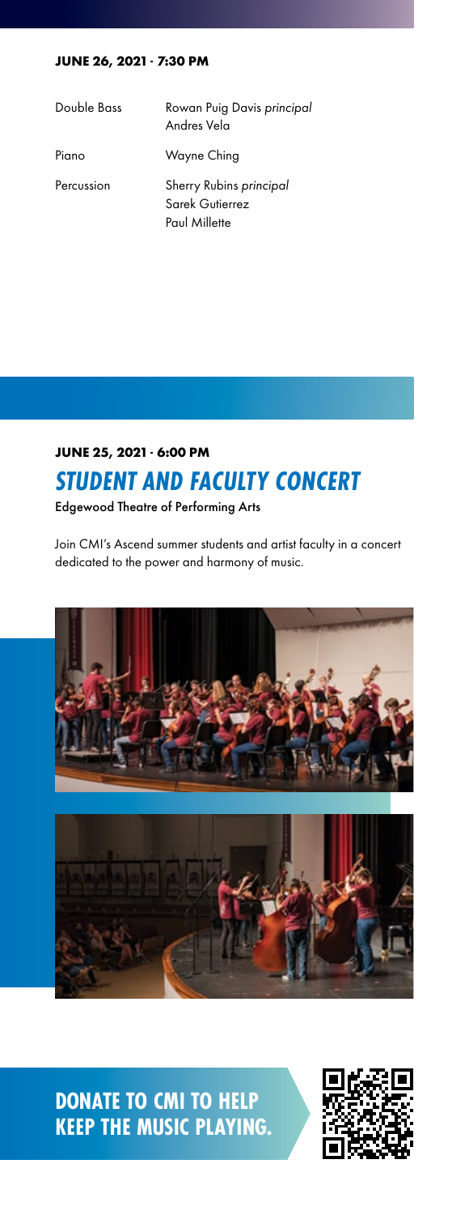**JUNE 26, 2021 · 7:30 PM**

| | |
|---|---|
| Double Bass | Rowan Puig Davis *principal*<br>Andres Vela |
| Piano | Wayne Ching |
| Percussion | Sherry Rubins *principal*<br>Sarek Gutierrez<br>Paul Millette |

**JUNE 25, 2021 · 6:00 PM**

## *STUDENT AND FACULTY CONCERT*

Edgewood Theatre of Performing Arts

Join CMI's Ascend summer students and artist faculty in a concert dedicated to the power and harmony of music.

**DONATE TO CMI TO HELP KEEP THE MUSIC PLAYING.**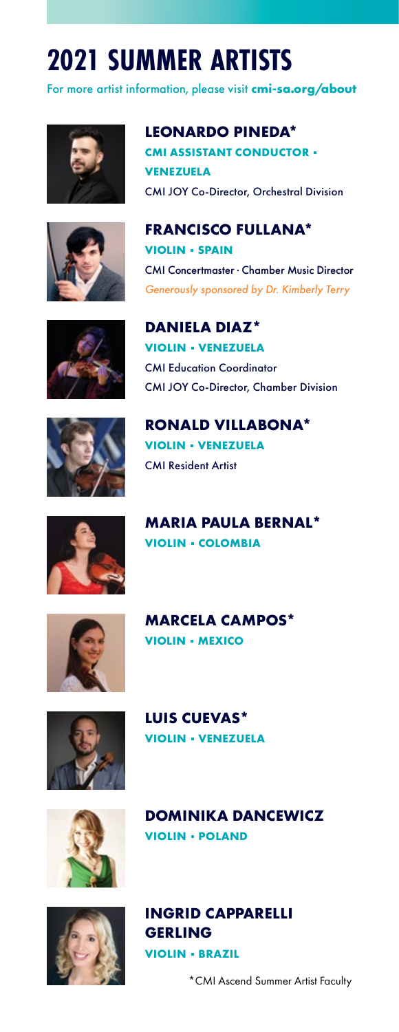# 2021 SUMMER ARTISTS

For more artist information, please visit **cmi-sa.org/about**

### LEONARDO PINEDA*

**CMI ASSISTANT CONDUCTOR • VENEZUELA**

CMI JOY Co-Director, Orchestral Division

### FRANCISCO FULLANA*

**VIOLIN • SPAIN**

CMI Concertmaster · Chamber Music Director

*Generously sponsored by Dr. Kimberly Terry*

### DANIELA DIAZ*

**VIOLIN • VENEZUELA**

CMI Education Coordinator

CMI JOY Co-Director, Chamber Division

### RONALD VILLABONA*

**VIOLIN • VENEZUELA**

CMI Resident Artist

### MARIA PAULA BERNAL*

**VIOLIN • COLOMBIA**

### MARCELA CAMPOS*

**VIOLIN • MEXICO**

### LUIS CUEVAS*

**VIOLIN • VENEZUELA**

### DOMINIKA DANCEWICZ

**VIOLIN • POLAND**

### INGRID CAPPARELLI GERLING

**VIOLIN • BRAZIL**

*CMI Ascend Summer Artist Faculty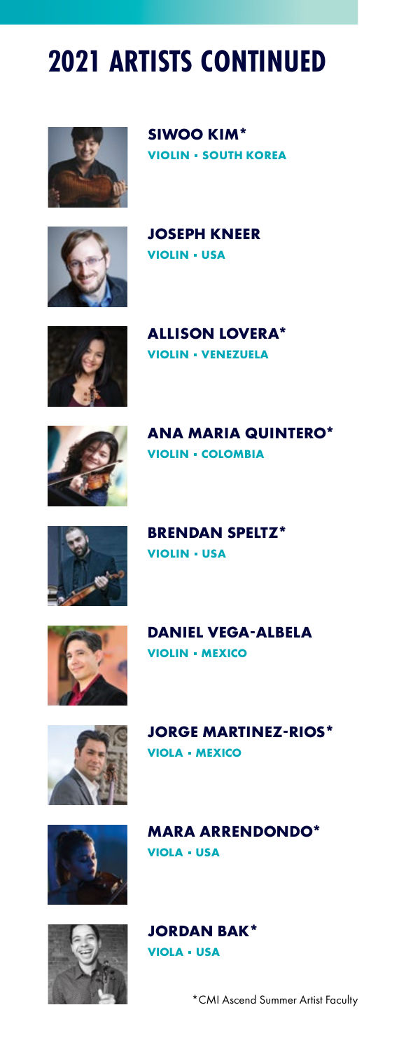# 2021 ARTISTS CONTINUED

**SIWOO KIM***
**VIOLIN • SOUTH KOREA**

**JOSEPH KNEER**
**VIOLIN • USA**

**ALLISON LOVERA***
**VIOLIN • VENEZUELA**

**ANA MARIA QUINTERO***
**VIOLIN • COLOMBIA**

**BRENDAN SPELTZ***
**VIOLIN • USA**

**DANIEL VEGA-ALBELA**
**VIOLIN • MEXICO**

**JORGE MARTINEZ-RIOS***
**VIOLA • MEXICO**

**MARA ARRENDONDO***
**VIOLA • USA**

**JORDAN BAK***
**VIOLA • USA**

*CMI Ascend Summer Artist Faculty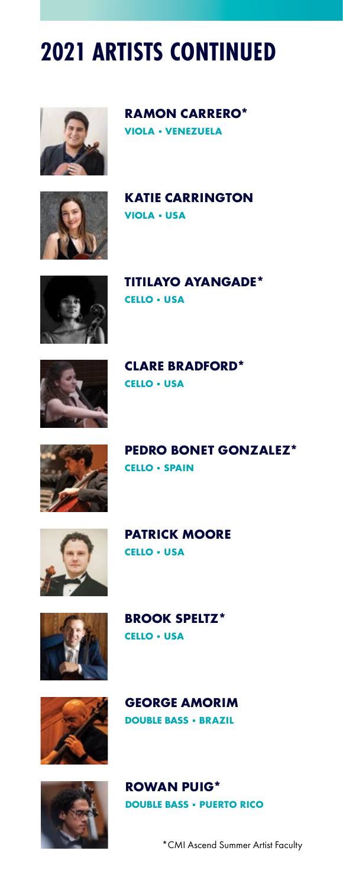# 2021 ARTISTS CONTINUED

**RAMON CARRERO***
**VIOLA • VENEZUELA**

**KATIE CARRINGTON**
**VIOLA • USA**

**TITILAYO AYANGADE***
**CELLO • USA**

**CLARE BRADFORD***
**CELLO • USA**

**PEDRO BONET GONZALEZ***
**CELLO • SPAIN**

**PATRICK MOORE**
**CELLO • USA**

**BROOK SPELTZ***
**CELLO • USA**

**GEORGE AMORIM**
**DOUBLE BASS • BRAZIL**

**ROWAN PUIG***
**DOUBLE BASS • PUERTO RICO**

*CMI Ascend Summer Artist Faculty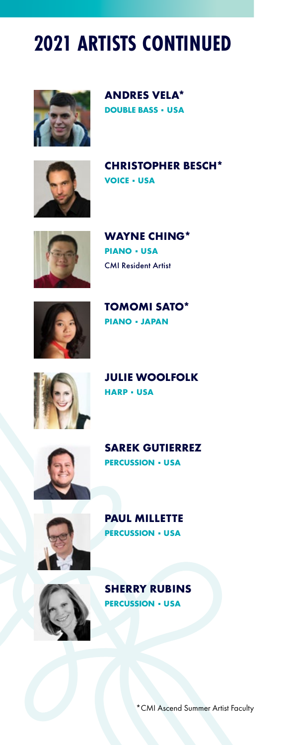# 2021 ARTISTS CONTINUED

**ANDRES VELA***
**DOUBLE BASS • USA**

**CHRISTOPHER BESCH***
**VOICE • USA**

**WAYNE CHING***
**PIANO • USA**
CMI Resident Artist

**TOMOMI SATO***
**PIANO • JAPAN**

**JULIE WOOLFOLK**
**HARP • USA**

**SAREK GUTIERREZ**
**PERCUSSION • USA**

**PAUL MILLETTE**
**PERCUSSION • USA**

**SHERRY RUBINS**
**PERCUSSION • USA**

*CMI Ascend Summer Artist Faculty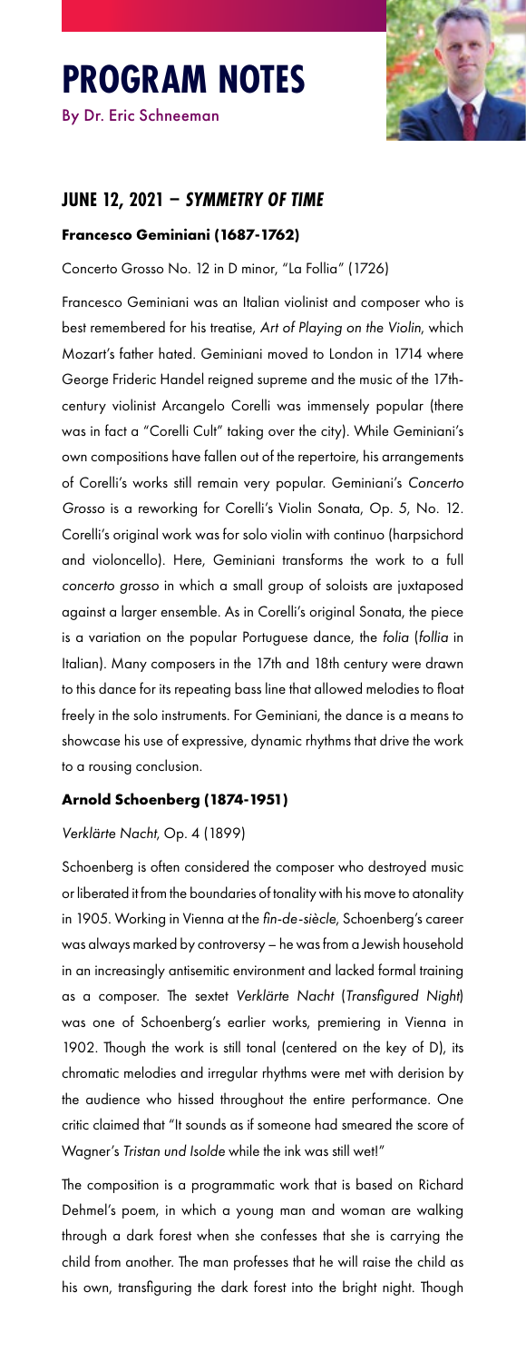# PROGRAM NOTES

By Dr. Eric Schneeman

## JUNE 12, 2021 – *SYMMETRY OF TIME*

### Francesco Geminiani (1687-1762)

Concerto Grosso No. 12 in D minor, "La Follia" (1726)

Francesco Geminiani was an Italian violinist and composer who is best remembered for his treatise, *Art of Playing on the Violin*, which Mozart's father hated. Geminiani moved to London in 1714 where George Frideric Handel reigned supreme and the music of the 17th-century violinist Arcangelo Corelli was immensely popular (there was in fact a "Corelli Cult" taking over the city). While Geminiani's own compositions have fallen out of the repertoire, his arrangements of Corelli's works still remain very popular. Geminiani's *Concerto Grosso* is a reworking for Corelli's Violin Sonata, Op. 5, No. 12. Corelli's original work was for solo violin with continuo (harpsichord and violoncello). Here, Geminiani transforms the work to a full *concerto grosso* in which a small group of soloists are juxtaposed against a larger ensemble. As in Corelli's original Sonata, the piece is a variation on the popular Portuguese dance, the *folia* (*follia* in Italian). Many composers in the 17th and 18th century were drawn to this dance for its repeating bass line that allowed melodies to float freely in the solo instruments. For Geminiani, the dance is a means to showcase his use of expressive, dynamic rhythms that drive the work to a rousing conclusion.

### Arnold Schoenberg (1874-1951)

*Verklärte Nacht*, Op. 4 (1899)

Schoenberg is often considered the composer who destroyed music or liberated it from the boundaries of tonality with his move to atonality in 1905. Working in Vienna at the *fin-de-siècle*, Schoenberg's career was always marked by controversy – he was from a Jewish household in an increasingly antisemitic environment and lacked formal training as a composer. The sextet *Verklärte Nacht* (*Transfigured Night*) was one of Schoenberg's earlier works, premiering in Vienna in 1902. Though the work is still tonal (centered on the key of D), its chromatic melodies and irregular rhythms were met with derision by the audience who hissed throughout the entire performance. One critic claimed that "It sounds as if someone had smeared the score of Wagner's *Tristan und Isolde* while the ink was still wet!"

The composition is a programmatic work that is based on Richard Dehmel's poem, in which a young man and woman are walking through a dark forest when she confesses that she is carrying the child from another. The man professes that he will raise the child as his own, transfiguring the dark forest into the bright night. Though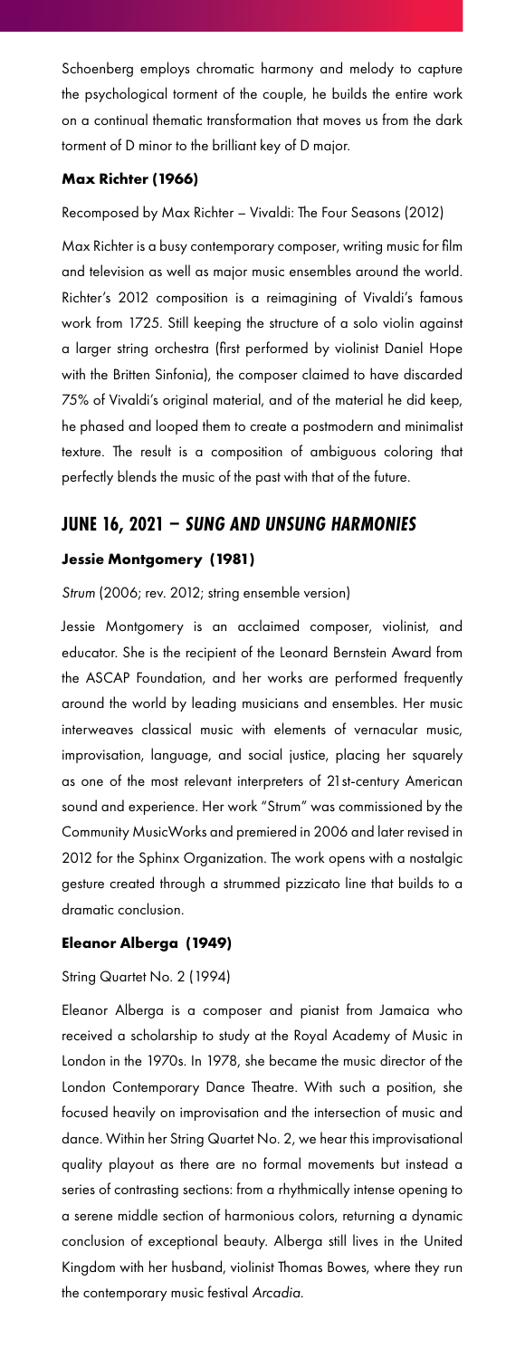Schoenberg employs chromatic harmony and melody to capture the psychological torment of the couple, he builds the entire work on a continual thematic transformation that moves us from the dark torment of D minor to the brilliant key of D major.

**Max Richter (1966)**

Recomposed by Max Richter – Vivaldi: The Four Seasons (2012)

Max Richter is a busy contemporary composer, writing music for film and television as well as major music ensembles around the world. Richter's 2012 composition is a reimagining of Vivaldi's famous work from 1725. Still keeping the structure of a solo violin against a larger string orchestra (first performed by violinist Daniel Hope with the Britten Sinfonia), the composer claimed to have discarded 75% of Vivaldi's original material, and of the material he did keep, he phased and looped them to create a postmodern and minimalist texture. The result is a composition of ambiguous coloring that perfectly blends the music of the past with that of the future.

## JUNE 16, 2021 – *SUNG AND UNSUNG HARMONIES*

**Jessie Montgomery (1981)**

*Strum* (2006; rev. 2012; string ensemble version)

Jessie Montgomery is an acclaimed composer, violinist, and educator. She is the recipient of the Leonard Bernstein Award from the ASCAP Foundation, and her works are performed frequently around the world by leading musicians and ensembles. Her music interweaves classical music with elements of vernacular music, improvisation, language, and social justice, placing her squarely as one of the most relevant interpreters of 21st-century American sound and experience. Her work "Strum" was commissioned by the Community MusicWorks and premiered in 2006 and later revised in 2012 for the Sphinx Organization. The work opens with a nostalgic gesture created through a strummed pizzicato line that builds to a dramatic conclusion.

**Eleanor Alberga (1949)**

String Quartet No. 2 (1994)

Eleanor Alberga is a composer and pianist from Jamaica who received a scholarship to study at the Royal Academy of Music in London in the 1970s. In 1978, she became the music director of the London Contemporary Dance Theatre. With such a position, she focused heavily on improvisation and the intersection of music and dance. Within her String Quartet No. 2, we hear this improvisational quality playout as there are no formal movements but instead a series of contrasting sections: from a rhythmically intense opening to a serene middle section of harmonious colors, returning a dynamic conclusion of exceptional beauty. Alberga still lives in the United Kingdom with her husband, violinist Thomas Bowes, where they run the contemporary music festival *Arcadia*.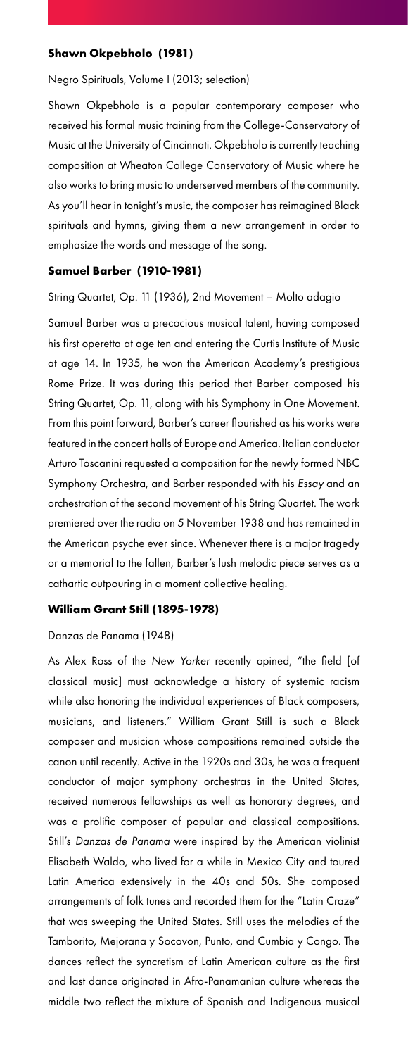### **Shawn Okpebholo (1981)**

Negro Spirituals, Volume I (2013; selection)

Shawn Okpebholo is a popular contemporary composer who received his formal music training from the College-Conservatory of Music at the University of Cincinnati. Okpebholo is currently teaching composition at Wheaton College Conservatory of Music where he also works to bring music to underserved members of the community. As you'll hear in tonight's music, the composer has reimagined Black spirituals and hymns, giving them a new arrangement in order to emphasize the words and message of the song.

### **Samuel Barber (1910-1981)**

String Quartet, Op. 11 (1936), 2nd Movement – Molto adagio

Samuel Barber was a precocious musical talent, having composed his first operetta at age ten and entering the Curtis Institute of Music at age 14. In 1935, he won the American Academy's prestigious Rome Prize. It was during this period that Barber composed his String Quartet, Op. 11, along with his Symphony in One Movement. From this point forward, Barber's career flourished as his works were featured in the concert halls of Europe and America. Italian conductor Arturo Toscanini requested a composition for the newly formed NBC Symphony Orchestra, and Barber responded with his *Essay* and an orchestration of the second movement of his String Quartet. The work premiered over the radio on 5 November 1938 and has remained in the American psyche ever since. Whenever there is a major tragedy or a memorial to the fallen, Barber's lush melodic piece serves as a cathartic outpouring in a moment collective healing.

### **William Grant Still (1895-1978)**

Danzas de Panama (1948)

As Alex Ross of the *New Yorker* recently opined, "the field [of classical music] must acknowledge a history of systemic racism while also honoring the individual experiences of Black composers, musicians, and listeners." William Grant Still is such a Black composer and musician whose compositions remained outside the canon until recently. Active in the 1920s and 30s, he was a frequent conductor of major symphony orchestras in the United States, received numerous fellowships as well as honorary degrees, and was a prolific composer of popular and classical compositions. Still's *Danzas de Panama* were inspired by the American violinist Elisabeth Waldo, who lived for a while in Mexico City and toured Latin America extensively in the 40s and 50s. She composed arrangements of folk tunes and recorded them for the "Latin Craze" that was sweeping the United States. Still uses the melodies of the Tamborito, Mejorana y Socovon, Punto, and Cumbia y Congo. The dances reflect the syncretism of Latin American culture as the first and last dance originated in Afro-Panamanian culture whereas the middle two reflect the mixture of Spanish and Indigenous musical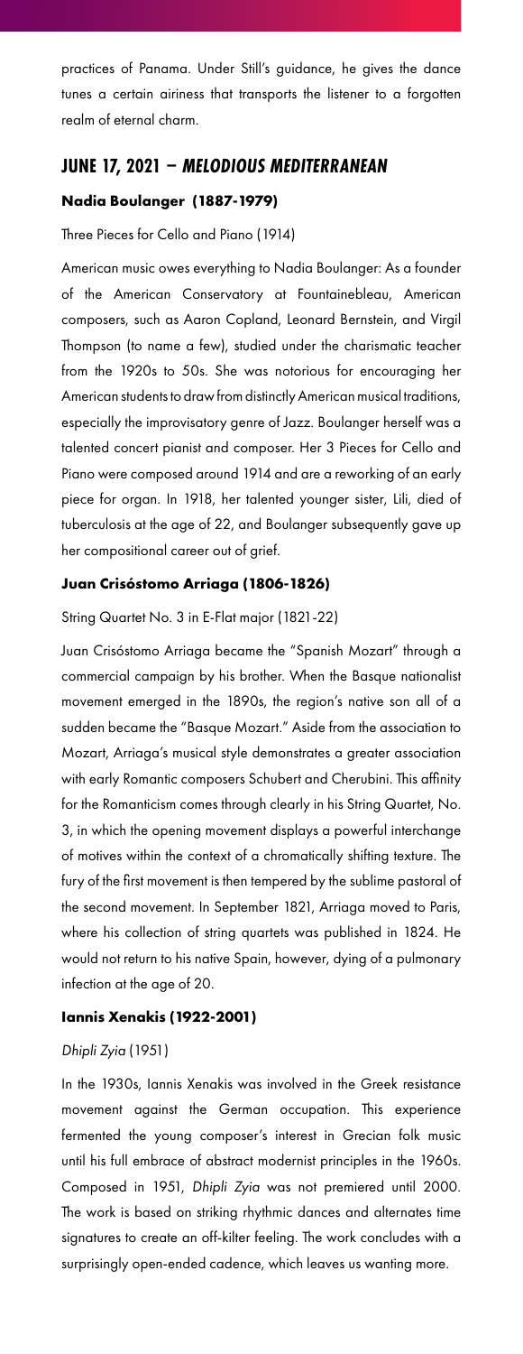practices of Panama. Under Still's guidance, he gives the dance tunes a certain airiness that transports the listener to a forgotten realm of eternal charm.

## JUNE 17, 2021 – *MELODIOUS MEDITERRANEAN*

### Nadia Boulanger (1887-1979)

Three Pieces for Cello and Piano (1914)

American music owes everything to Nadia Boulanger: As a founder of the American Conservatory at Fountainebleau, American composers, such as Aaron Copland, Leonard Bernstein, and Virgil Thompson (to name a few), studied under the charismatic teacher from the 1920s to 50s. She was notorious for encouraging her American students to draw from distinctly American musical traditions, especially the improvisatory genre of Jazz. Boulanger herself was a talented concert pianist and composer. Her 3 Pieces for Cello and Piano were composed around 1914 and are a reworking of an early piece for organ. In 1918, her talented younger sister, Lili, died of tuberculosis at the age of 22, and Boulanger subsequently gave up her compositional career out of grief.

### Juan Crisóstomo Arriaga (1806-1826)

String Quartet No. 3 in E-Flat major (1821-22)

Juan Crisóstomo Arriaga became the "Spanish Mozart" through a commercial campaign by his brother. When the Basque nationalist movement emerged in the 1890s, the region's native son all of a sudden became the "Basque Mozart." Aside from the association to Mozart, Arriaga's musical style demonstrates a greater association with early Romantic composers Schubert and Cherubini. This affinity for the Romanticism comes through clearly in his String Quartet, No. 3, in which the opening movement displays a powerful interchange of motives within the context of a chromatically shifting texture. The fury of the first movement is then tempered by the sublime pastoral of the second movement. In September 1821, Arriaga moved to Paris, where his collection of string quartets was published in 1824. He would not return to his native Spain, however, dying of a pulmonary infection at the age of 20.

### Iannis Xenakis (1922-2001)

*Dhipli Zyia* (1951)

In the 1930s, Iannis Xenakis was involved in the Greek resistance movement against the German occupation. This experience fermented the young composer's interest in Grecian folk music until his full embrace of abstract modernist principles in the 1960s. Composed in 1951, *Dhipli Zyia* was not premiered until 2000. The work is based on striking rhythmic dances and alternates time signatures to create an off-kilter feeling. The work concludes with a surprisingly open-ended cadence, which leaves us wanting more.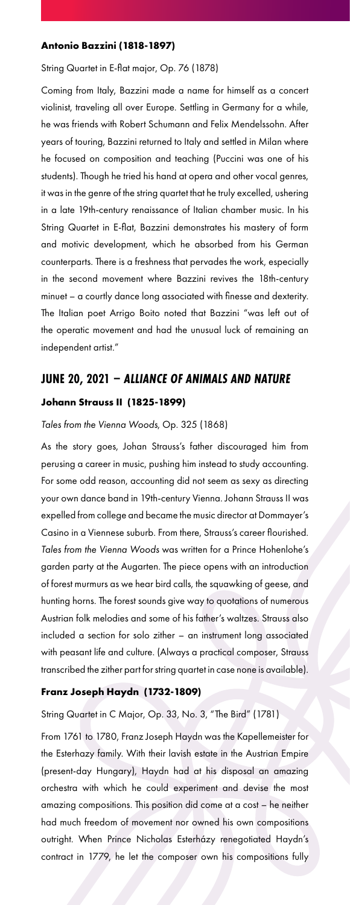**Antonio Bazzini (1818-1897)**

String Quartet in E-flat major, Op. 76 (1878)

Coming from Italy, Bazzini made a name for himself as a concert violinist, traveling all over Europe. Settling in Germany for a while, he was friends with Robert Schumann and Felix Mendelssohn. After years of touring, Bazzini returned to Italy and settled in Milan where he focused on composition and teaching (Puccini was one of his students). Though he tried his hand at opera and other vocal genres, it was in the genre of the string quartet that he truly excelled, ushering in a late 19th-century renaissance of Italian chamber music. In his String Quartet in E-flat, Bazzini demonstrates his mastery of form and motivic development, which he absorbed from his German counterparts. There is a freshness that pervades the work, especially in the second movement where Bazzini revives the 18th-century minuet – a courtly dance long associated with finesse and dexterity. The Italian poet Arrigo Boito noted that Bazzini "was left out of the operatic movement and had the unusual luck of remaining an independent artist."

## JUNE 20, 2021 – *ALLIANCE OF ANIMALS AND NATURE*

**Johann Strauss II (1825-1899)**

*Tales from the Vienna Woods*, Op. 325 (1868)

As the story goes, Johan Strauss's father discouraged him from perusing a career in music, pushing him instead to study accounting. For some odd reason, accounting did not seem as sexy as directing your own dance band in 19th-century Vienna. Johann Strauss II was expelled from college and became the music director at Dommayer's Casino in a Viennese suburb. From there, Strauss's career flourished. *Tales from the Vienna Woods* was written for a Prince Hohenlohe's garden party at the Augarten. The piece opens with an introduction of forest murmurs as we hear bird calls, the squawking of geese, and hunting horns. The forest sounds give way to quotations of numerous Austrian folk melodies and some of his father's waltzes. Strauss also included a section for solo zither – an instrument long associated with peasant life and culture. (Always a practical composer, Strauss transcribed the zither part for string quartet in case none is available).

**Franz Joseph Haydn (1732-1809)**

String Quartet in C Major, Op. 33, No. 3, "The Bird" (1781)

From 1761 to 1780, Franz Joseph Haydn was the Kapellemeister for the Esterhazy family. With their lavish estate in the Austrian Empire (present-day Hungary), Haydn had at his disposal an amazing orchestra with which he could experiment and devise the most amazing compositions. This position did come at a cost – he neither had much freedom of movement nor owned his own compositions outright. When Prince Nicholas Esterházy renegotiated Haydn's contract in 1779, he let the composer own his compositions fully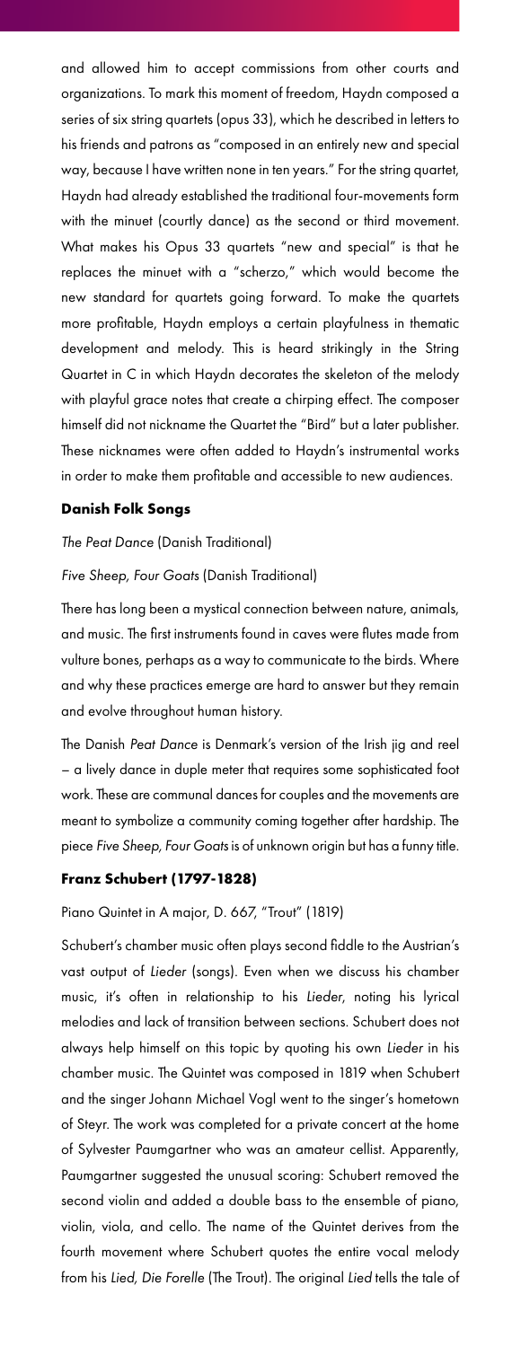and allowed him to accept commissions from other courts and organizations. To mark this moment of freedom, Haydn composed a series of six string quartets (opus 33), which he described in letters to his friends and patrons as "composed in an entirely new and special way, because I have written none in ten years." For the string quartet, Haydn had already established the traditional four-movements form with the minuet (courtly dance) as the second or third movement. What makes his Opus 33 quartets "new and special" is that he replaces the minuet with a "scherzo," which would become the new standard for quartets going forward. To make the quartets more profitable, Haydn employs a certain playfulness in thematic development and melody. This is heard strikingly in the String Quartet in C in which Haydn decorates the skeleton of the melody with playful grace notes that create a chirping effect. The composer himself did not nickname the Quartet the "Bird" but a later publisher. These nicknames were often added to Haydn's instrumental works in order to make them profitable and accessible to new audiences.

### **Danish Folk Songs**

*The Peat Dance* (Danish Traditional)

*Five Sheep, Four Goats* (Danish Traditional)

There has long been a mystical connection between nature, animals, and music. The first instruments found in caves were flutes made from vulture bones, perhaps as a way to communicate to the birds. Where and why these practices emerge are hard to answer but they remain and evolve throughout human history.

The Danish *Peat Dance* is Denmark's version of the Irish jig and reel — a lively dance in duple meter that requires some sophisticated foot work. These are communal dances for couples and the movements are meant to symbolize a community coming together after hardship. The piece *Five Sheep, Four Goats* is of unknown origin but has a funny title.

### **Franz Schubert (1797-1828)**

Piano Quintet in A major, D. 667, "Trout" (1819)

Schubert's chamber music often plays second fiddle to the Austrian's vast output of *Lieder* (songs). Even when we discuss his chamber music, it's often in relationship to his *Lieder*, noting his lyrical melodies and lack of transition between sections. Schubert does not always help himself on this topic by quoting his own *Lieder* in his chamber music. The Quintet was composed in 1819 when Schubert and the singer Johann Michael Vogl went to the singer's hometown of Steyr. The work was completed for a private concert at the home of Sylvester Paumgartner who was an amateur cellist. Apparently, Paumgartner suggested the unusual scoring: Schubert removed the second violin and added a double bass to the ensemble of piano, violin, viola, and cello. The name of the Quintet derives from the fourth movement where Schubert quotes the entire vocal melody from his *Lied, Die Forelle* (The Trout). The original *Lied* tells the tale of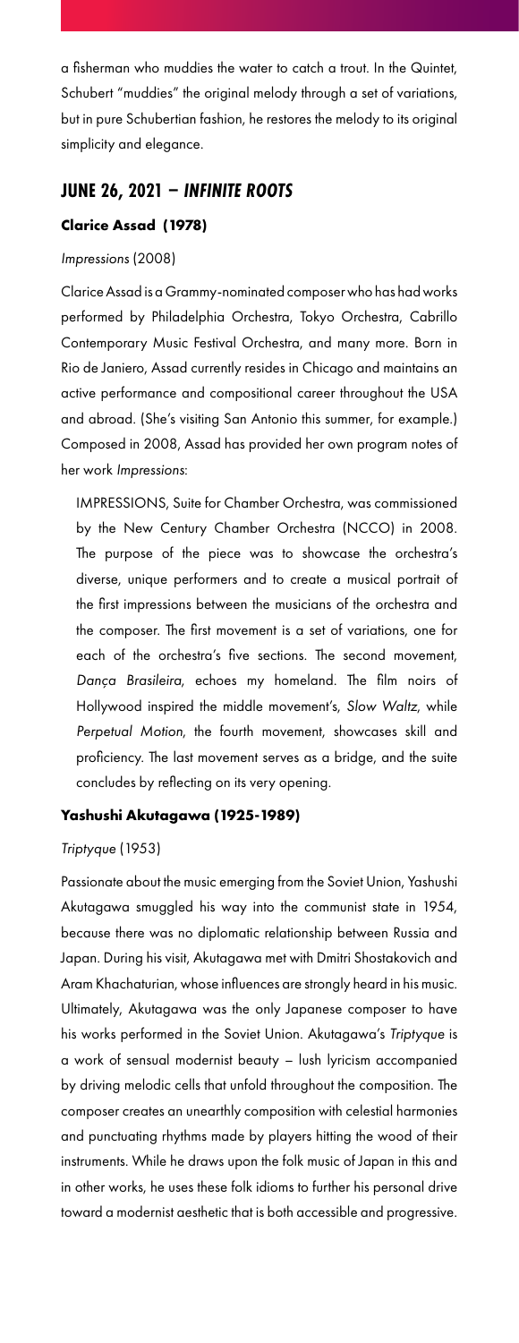a fisherman who muddies the water to catch a trout. In the Quintet, Schubert "muddies" the original melody through a set of variations, but in pure Schubertian fashion, he restores the melody to its original simplicity and elegance.

## JUNE 26, 2021 – *INFINITE ROOTS*

### Clarice Assad (1978)

*Impressions* (2008)

Clarice Assad is a Grammy-nominated composer who has had works performed by Philadelphia Orchestra, Tokyo Orchestra, Cabrillo Contemporary Music Festival Orchestra, and many more. Born in Rio de Janiero, Assad currently resides in Chicago and maintains an active performance and compositional career throughout the USA and abroad. (She's visiting San Antonio this summer, for example.) Composed in 2008, Assad has provided her own program notes of her work *Impressions*:

> IMPRESSIONS, Suite for Chamber Orchestra, was commissioned by the New Century Chamber Orchestra (NCCO) in 2008. The purpose of the piece was to showcase the orchestra's diverse, unique performers and to create a musical portrait of the first impressions between the musicians of the orchestra and the composer. The first movement is a set of variations, one for each of the orchestra's five sections. The second movement, *Dança Brasileira*, echoes my homeland. The film noirs of Hollywood inspired the middle movement's, *Slow Waltz*, while *Perpetual Motion*, the fourth movement, showcases skill and proficiency. The last movement serves as a bridge, and the suite concludes by reflecting on its very opening.

### Yashushi Akutagawa (1925-1989)

*Triptyque* (1953)

Passionate about the music emerging from the Soviet Union, Yashushi Akutagawa smuggled his way into the communist state in 1954, because there was no diplomatic relationship between Russia and Japan. During his visit, Akutagawa met with Dmitri Shostakovich and Aram Khachaturian, whose influences are strongly heard in his music. Ultimately, Akutagawa was the only Japanese composer to have his works performed in the Soviet Union. Akutagawa's *Triptyque* is a work of sensual modernist beauty – lush lyricism accompanied by driving melodic cells that unfold throughout the composition. The composer creates an unearthly composition with celestial harmonies and punctuating rhythms made by players hitting the wood of their instruments. While he draws upon the folk music of Japan in this and in other works, he uses these folk idioms to further his personal drive toward a modernist aesthetic that is both accessible and progressive.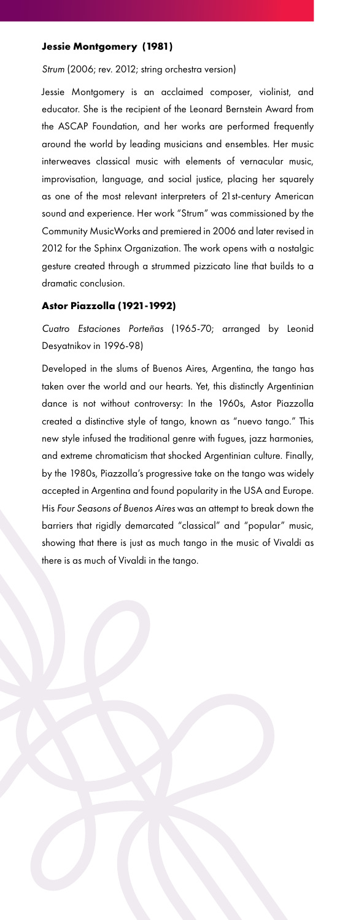### **Jessie Montgomery (1981)**

*Strum* (2006; rev. 2012; string orchestra version)

Jessie Montgomery is an acclaimed composer, violinist, and educator. She is the recipient of the Leonard Bernstein Award from the ASCAP Foundation, and her works are performed frequently around the world by leading musicians and ensembles. Her music interweaves classical music with elements of vernacular music, improvisation, language, and social justice, placing her squarely as one of the most relevant interpreters of 21st-century American sound and experience. Her work "Strum" was commissioned by the Community MusicWorks and premiered in 2006 and later revised in 2012 for the Sphinx Organization. The work opens with a nostalgic gesture created through a strummed pizzicato line that builds to a dramatic conclusion.

### **Astor Piazzolla (1921-1992)**

*Cuatro Estaciones Porteñas* (1965-70; arranged by Leonid Desyatnikov in 1996-98)

Developed in the slums of Buenos Aires, Argentina, the tango has taken over the world and our hearts. Yet, this distinctly Argentinian dance is not without controversy: In the 1960s, Astor Piazzolla created a distinctive style of tango, known as "nuevo tango." This new style infused the traditional genre with fugues, jazz harmonies, and extreme chromaticism that shocked Argentinian culture. Finally, by the 1980s, Piazzolla's progressive take on the tango was widely accepted in Argentina and found popularity in the USA and Europe. His *Four Seasons of Buenos Aires* was an attempt to break down the barriers that rigidly demarcated "classical" and "popular" music, showing that there is just as much tango in the music of Vivaldi as there is as much of Vivaldi in the tango.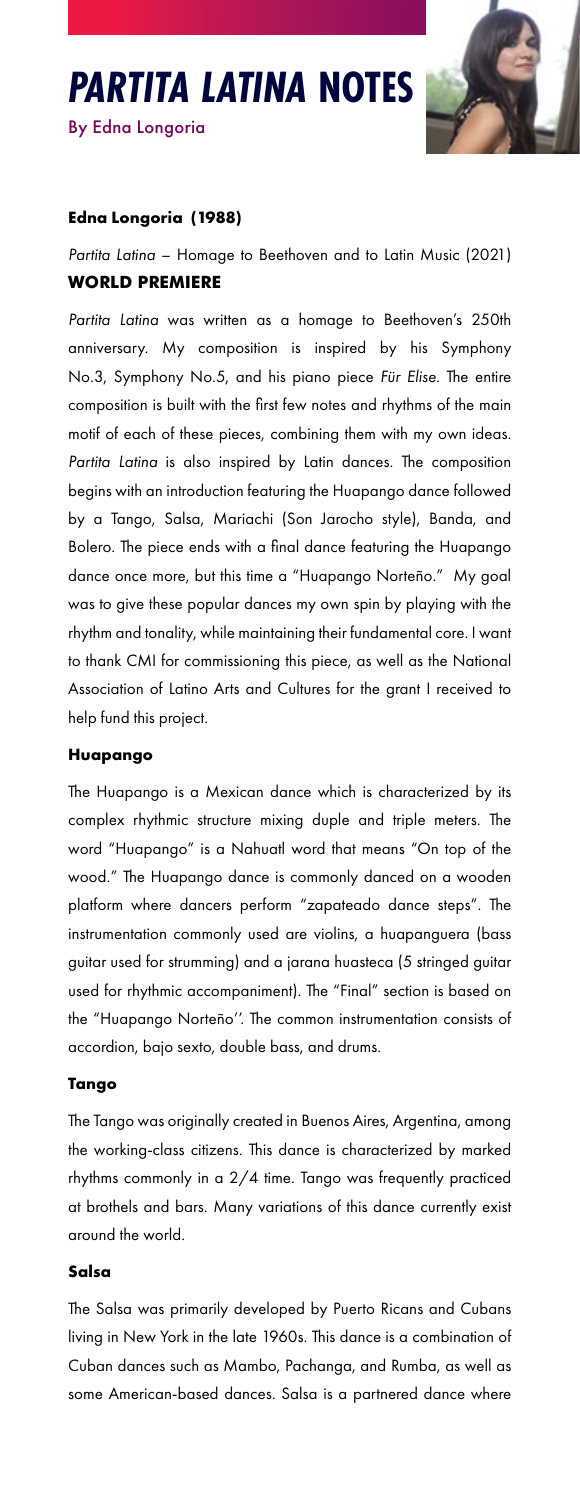# *PARTITA LATINA* NOTES

By Edna Longoria

**Edna Longoria (1988)**

*Partita Latina* – Homage to Beethoven and to Latin Music (2021)

**WORLD PREMIERE**

*Partita Latina* was written as a homage to Beethoven's 250th anniversary. My composition is inspired by his Symphony No.3, Symphony No.5, and his piano piece *Für Elise*. The entire composition is built with the first few notes and rhythms of the main motif of each of these pieces, combining them with my own ideas. *Partita Latina* is also inspired by Latin dances. The composition begins with an introduction featuring the Huapango dance followed by a Tango, Salsa, Mariachi (Son Jarocho style), Banda, and Bolero. The piece ends with a final dance featuring the Huapango dance once more, but this time a "Huapango Norteño." My goal was to give these popular dances my own spin by playing with the rhythm and tonality, while maintaining their fundamental core. I want to thank CMI for commissioning this piece, as well as the National Association of Latino Arts and Cultures for the grant I received to help fund this project.

#### Huapango

The Huapango is a Mexican dance which is characterized by its complex rhythmic structure mixing duple and triple meters. The word "Huapango" is a Nahuatl word that means "On top of the wood." The Huapango dance is commonly danced on a wooden platform where dancers perform "zapateado dance steps". The instrumentation commonly used are violins, a huapanguera (bass guitar used for strumming) and a jarana huasteca (5 stringed guitar used for rhythmic accompaniment). The "Final" section is based on the "Huapango Norteño''. The common instrumentation consists of accordion, bajo sexto, double bass, and drums.

#### Tango

The Tango was originally created in Buenos Aires, Argentina, among the working-class citizens. This dance is characterized by marked rhythms commonly in a 2/4 time. Tango was frequently practiced at brothels and bars. Many variations of this dance currently exist around the world.

#### Salsa

The Salsa was primarily developed by Puerto Ricans and Cubans living in New York in the late 1960s. This dance is a combination of Cuban dances such as Mambo, Pachanga, and Rumba, as well as some American-based dances. Salsa is a partnered dance where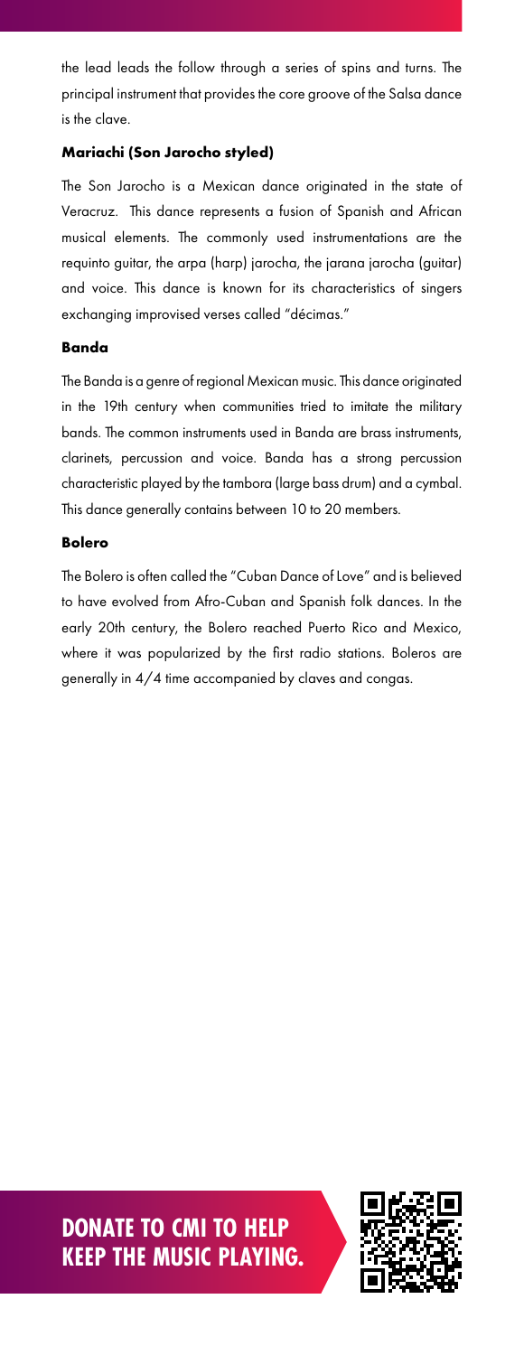the lead leads the follow through a series of spins and turns. The principal instrument that provides the core groove of the Salsa dance is the clave.

### Mariachi (Son Jarocho styled)

The Son Jarocho is a Mexican dance originated in the state of Veracruz. This dance represents a fusion of Spanish and African musical elements. The commonly used instrumentations are the requinto guitar, the arpa (harp) jarocha, the jarana jarocha (guitar) and voice. This dance is known for its characteristics of singers exchanging improvised verses called "décimas."

### Banda

The Banda is a genre of regional Mexican music. This dance originated in the 19th century when communities tried to imitate the military bands. The common instruments used in Banda are brass instruments, clarinets, percussion and voice. Banda has a strong percussion characteristic played by the tambora (large bass drum) and a cymbal. This dance generally contains between 10 to 20 members.

### Bolero

The Bolero is often called the "Cuban Dance of Love" and is believed to have evolved from Afro-Cuban and Spanish folk dances. In the early 20th century, the Bolero reached Puerto Rico and Mexico, where it was popularized by the first radio stations. Boleros are generally in 4/4 time accompanied by claves and congas.

**DONATE TO CMI TO HELP KEEP THE MUSIC PLAYING.**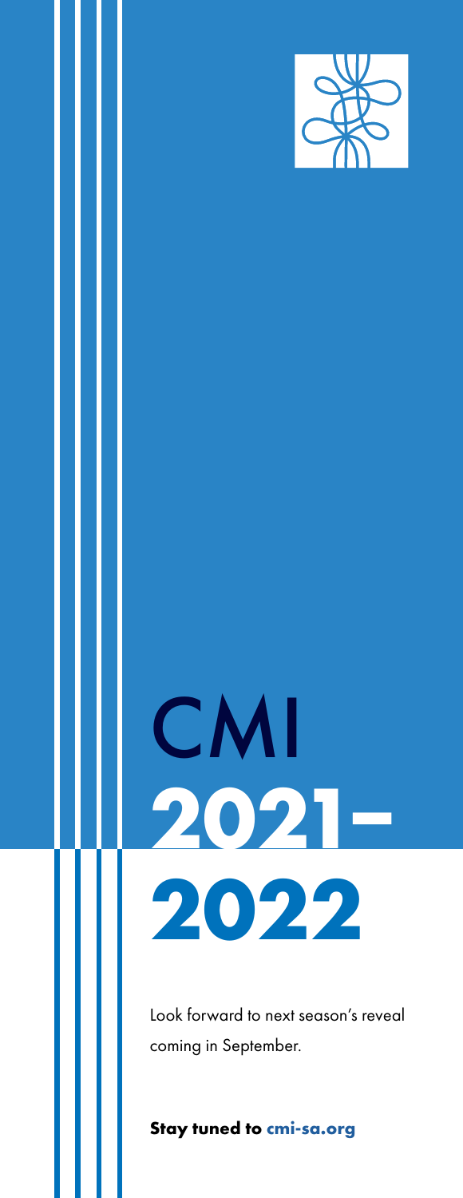# CMI 2021–2022

Look forward to next season's reveal coming in September.

**Stay tuned to cmi-sa.org**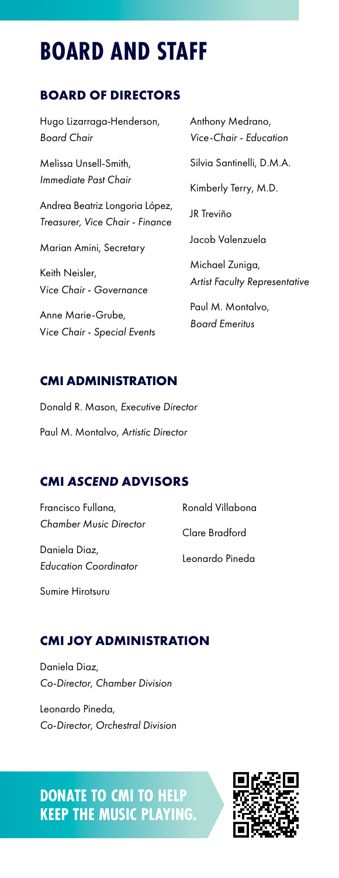# BOARD AND STAFF

## BOARD OF DIRECTORS

Hugo Lizarraga-Henderson, *Board Chair*

Melissa Unsell-Smith, *Immediate Past Chair*

Andrea Beatriz Longoria López, *Treasurer, Vice Chair - Finance*

Marian Amini, Secretary

Keith Neisler, *Vice Chair - Governance*

Anne Marie-Grube, *Vice Chair - Special Events*

Anthony Medrano, *Vice-Chair - Education*

Silvia Santinelli, D.M.A.

Kimberly Terry, M.D.

JR Treviño

Jacob Valenzuela

Michael Zuniga, *Artist Faculty Representative*

Paul M. Montalvo, *Board Emeritus*

## CMI ADMINISTRATION

Donald R. Mason, *Executive Director*

Paul M. Montalvo, *Artistic Director*

## CMI *ASCEND* ADVISORS

Francisco Fullana, *Chamber Music Director*

Daniela Diaz, *Education Coordinator*

Sumire Hirotsuru

Ronald Villabona

Clare Bradford

Leonardo Pineda

## CMI JOY ADMINISTRATION

Daniela Diaz, *Co-Director, Chamber Division*

Leonardo Pineda, *Co-Director, Orchestral Division*

**DONATE TO CMI TO HELP KEEP THE MUSIC PLAYING.**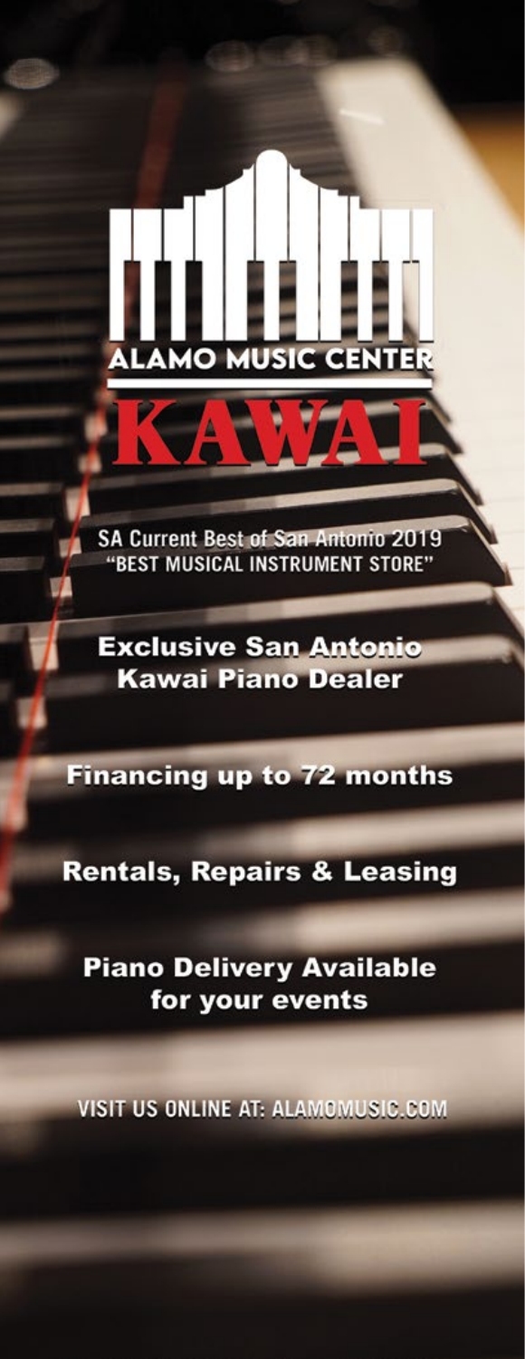ALAMO MUSIC CENTER

# KAWAI

SA Current Best of San Antonio 2019
"BEST MUSICAL INSTRUMENT STORE"

**Exclusive San Antonio Kawai Piano Dealer**

**Financing up to 72 months**

**Rentals, Repairs & Leasing**

**Piano Delivery Available for your events**

VISIT US ONLINE AT: ALAMOMUSIC.COM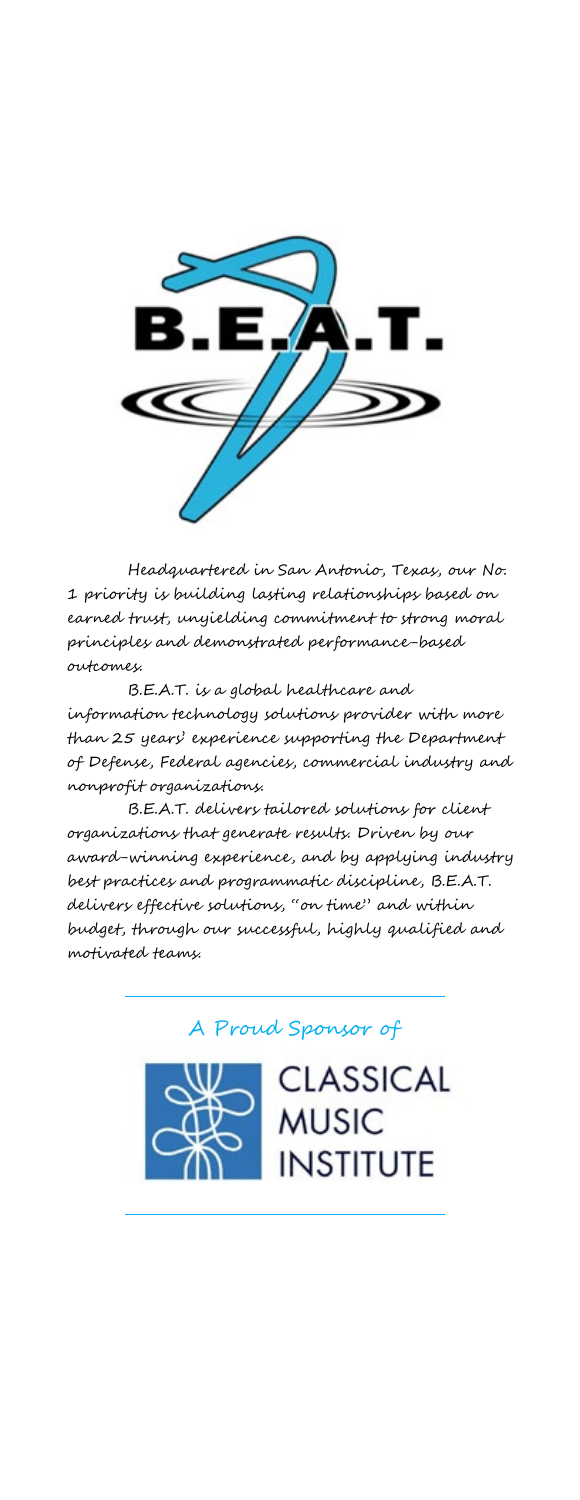B.E.A.T.

Headquartered in San Antonio, Texas, our No. 1 priority is building lasting relationships based on earned trust, unyielding commitment to strong moral principles and demonstrated performance-based outcomes.

B.E.A.T. is a global healthcare and information technology solutions provider with more than 25 years' experience supporting the Department of Defense, Federal agencies, commercial industry and nonprofit organizations.

B.E.A.T. delivers tailored solutions for client organizations that generate results. Driven by our award-winning experience, and by applying industry best practices and programmatic discipline, B.E.A.T. delivers effective solutions, "on time" and within budget, through our successful, highly qualified and motivated teams.

A Proud Sponsor of

CLASSICAL MUSIC INSTITUTE